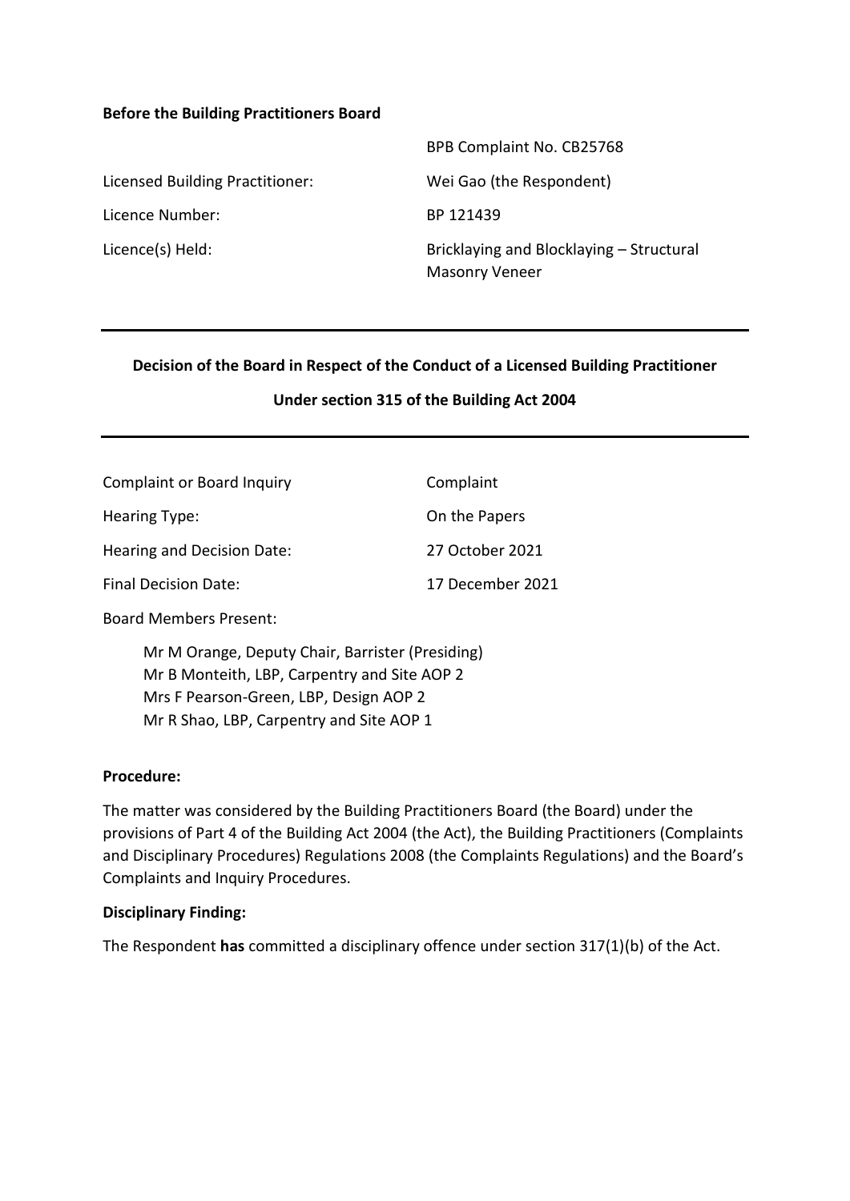**Before the Building Practitioners Board**

| | |
|---|---|
| | BPB Complaint No. CB25768 |
| Licensed Building Practitioner: | Wei Gao (the Respondent) |
| Licence Number: | BP 121439 |
| Licence(s) Held: | Bricklaying and Blocklaying – Structural Masonry Veneer |

---

**Decision of the Board in Respect of the Conduct of a Licensed Building Practitioner**

**Under section 315 of the Building Act 2004**

---

| | |
|---|---|
| Complaint or Board Inquiry | Complaint |
| Hearing Type: | On the Papers |
| Hearing and Decision Date: | 27 October 2021 |
| Final Decision Date: | 17 December 2021 |

Board Members Present:

Mr M Orange, Deputy Chair, Barrister (Presiding)
Mr B Monteith, LBP, Carpentry and Site AOP 2
Mrs F Pearson-Green, LBP, Design AOP 2
Mr R Shao, LBP, Carpentry and Site AOP 1

**Procedure:**

The matter was considered by the Building Practitioners Board (the Board) under the provisions of Part 4 of the Building Act 2004 (the Act), the Building Practitioners (Complaints and Disciplinary Procedures) Regulations 2008 (the Complaints Regulations) and the Board's Complaints and Inquiry Procedures.

**Disciplinary Finding:**

The Respondent **has** committed a disciplinary offence under section 317(1)(b) of the Act.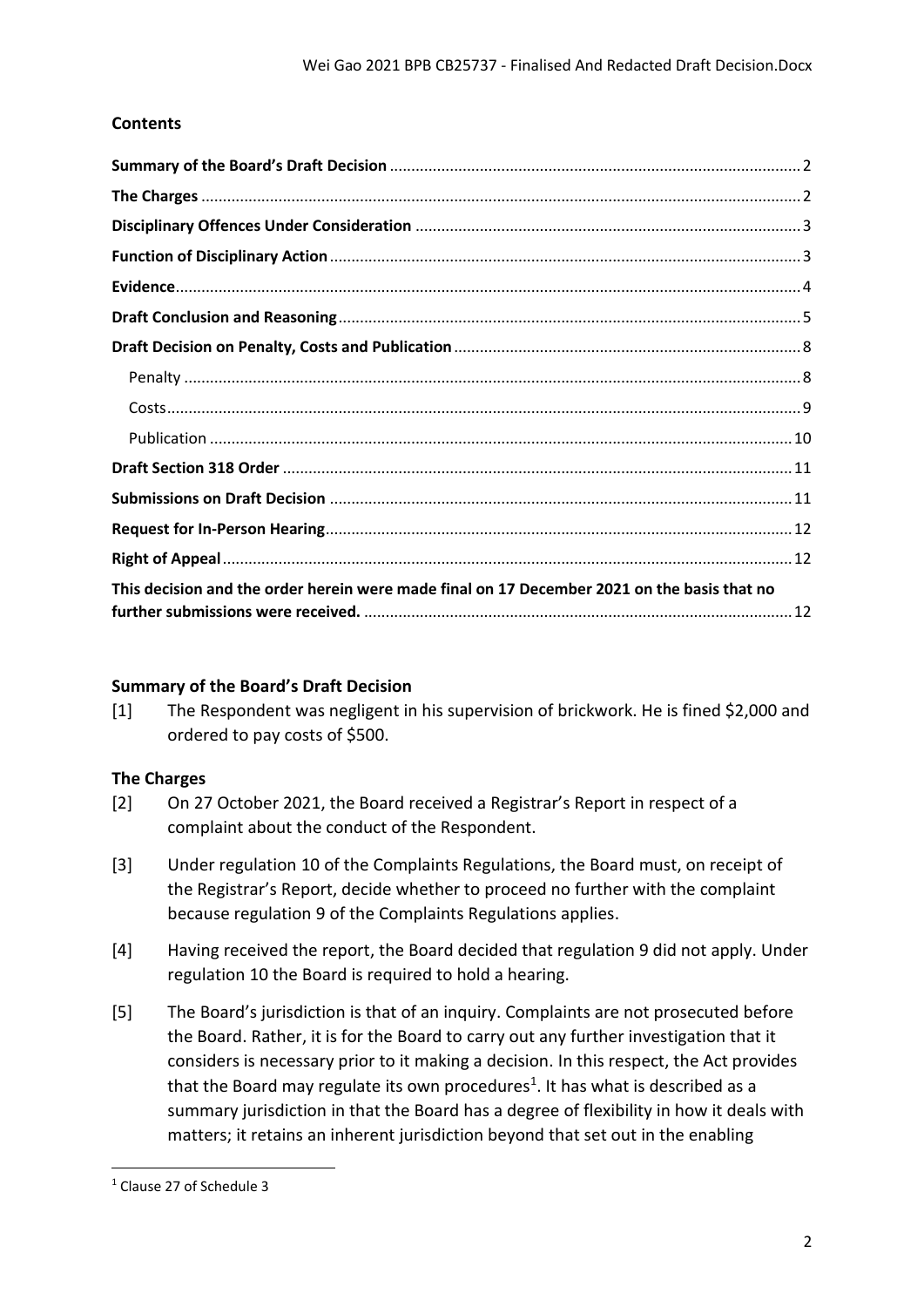## Contents

| | |
|---|---|
| **Summary of the Board's Draft Decision** | 2 |
| **The Charges** | 2 |
| **Disciplinary Offences Under Consideration** | 3 |
| **Function of Disciplinary Action** | 3 |
| **Evidence** | 4 |
| **Draft Conclusion and Reasoning** | 5 |
| **Draft Decision on Penalty, Costs and Publication** | 8 |
| Penalty | 8 |
| Costs | 9 |
| Publication | 10 |
| **Draft Section 318 Order** | 11 |
| **Submissions on Draft Decision** | 11 |
| **Request for In-Person Hearing** | 12 |
| **Right of Appeal** | 12 |
| **This decision and the order herein were made final on 17 December 2021 on the basis that no further submissions were received.** | 12 |

## Summary of the Board's Draft Decision

[1] The Respondent was negligent in his supervision of brickwork. He is fined $2,000 and ordered to pay costs of $500.

## The Charges

[2] On 27 October 2021, the Board received a Registrar's Report in respect of a complaint about the conduct of the Respondent.

[3] Under regulation 10 of the Complaints Regulations, the Board must, on receipt of the Registrar's Report, decide whether to proceed no further with the complaint because regulation 9 of the Complaints Regulations applies.

[4] Having received the report, the Board decided that regulation 9 did not apply. Under regulation 10 the Board is required to hold a hearing.

[5] The Board's jurisdiction is that of an inquiry. Complaints are not prosecuted before the Board. Rather, it is for the Board to carry out any further investigation that it considers is necessary prior to it making a decision. In this respect, the Act provides that the Board may regulate its own procedures[1]. It has what is described as a summary jurisdiction in that the Board has a degree of flexibility in how it deals with matters; it retains an inherent jurisdiction beyond that set out in the enabling

[1] Clause 27 of Schedule 3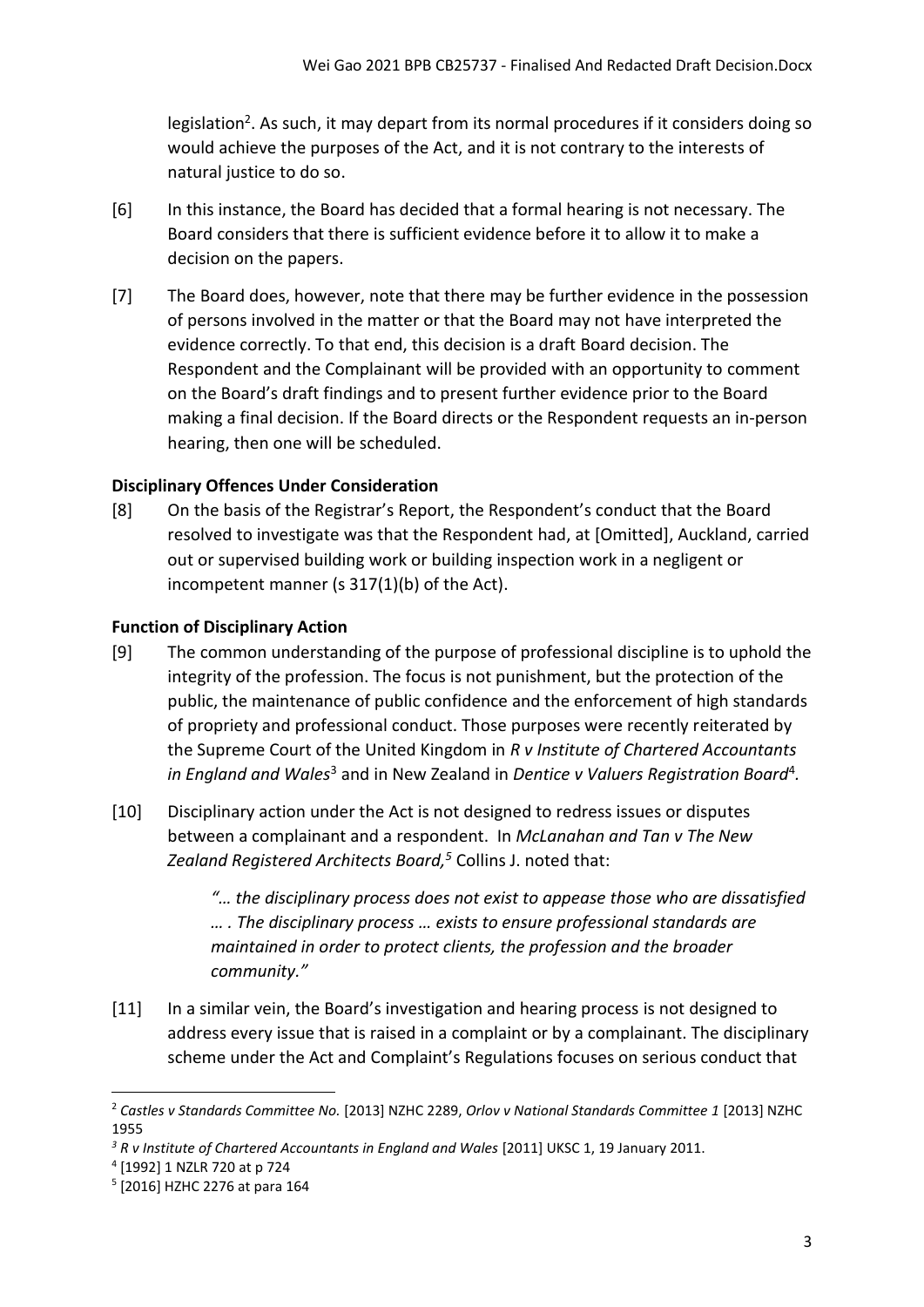legislation[2]. As such, it may depart from its normal procedures if it considers doing so would achieve the purposes of the Act, and it is not contrary to the interests of natural justice to do so.

[6] In this instance, the Board has decided that a formal hearing is not necessary. The Board considers that there is sufficient evidence before it to allow it to make a decision on the papers.

[7] The Board does, however, note that there may be further evidence in the possession of persons involved in the matter or that the Board may not have interpreted the evidence correctly. To that end, this decision is a draft Board decision. The Respondent and the Complainant will be provided with an opportunity to comment on the Board's draft findings and to present further evidence prior to the Board making a final decision. If the Board directs or the Respondent requests an in-person hearing, then one will be scheduled.

### Disciplinary Offences Under Consideration

[8] On the basis of the Registrar's Report, the Respondent's conduct that the Board resolved to investigate was that the Respondent had, at [Omitted], Auckland, carried out or supervised building work or building inspection work in a negligent or incompetent manner (s 317(1)(b) of the Act).

### Function of Disciplinary Action

[9] The common understanding of the purpose of professional discipline is to uphold the integrity of the profession. The focus is not punishment, but the protection of the public, the maintenance of public confidence and the enforcement of high standards of propriety and professional conduct. Those purposes were recently reiterated by the Supreme Court of the United Kingdom in *R v Institute of Chartered Accountants in England and Wales*[3] and in New Zealand in *Dentice v Valuers Registration Board*[4].

[10] Disciplinary action under the Act is not designed to redress issues or disputes between a complainant and a respondent. In *McLanahan and Tan v The New Zealand Registered Architects Board,*[5] Collins J. noted that:

> *"… the disciplinary process does not exist to appease those who are dissatisfied … . The disciplinary process … exists to ensure professional standards are maintained in order to protect clients, the profession and the broader community."*

[11] In a similar vein, the Board's investigation and hearing process is not designed to address every issue that is raised in a complaint or by a complainant. The disciplinary scheme under the Act and Complaint's Regulations focuses on serious conduct that

---

[2] *Castles v Standards Committee No.* [2013] NZHC 2289, *Orlov v National Standards Committee 1* [2013] NZHC 1955

[3] *R v Institute of Chartered Accountants in England and Wales* [2011] UKSC 1, 19 January 2011.

[4] [1992] 1 NZLR 720 at p 724

[5] [2016] HZHC 2276 at para 164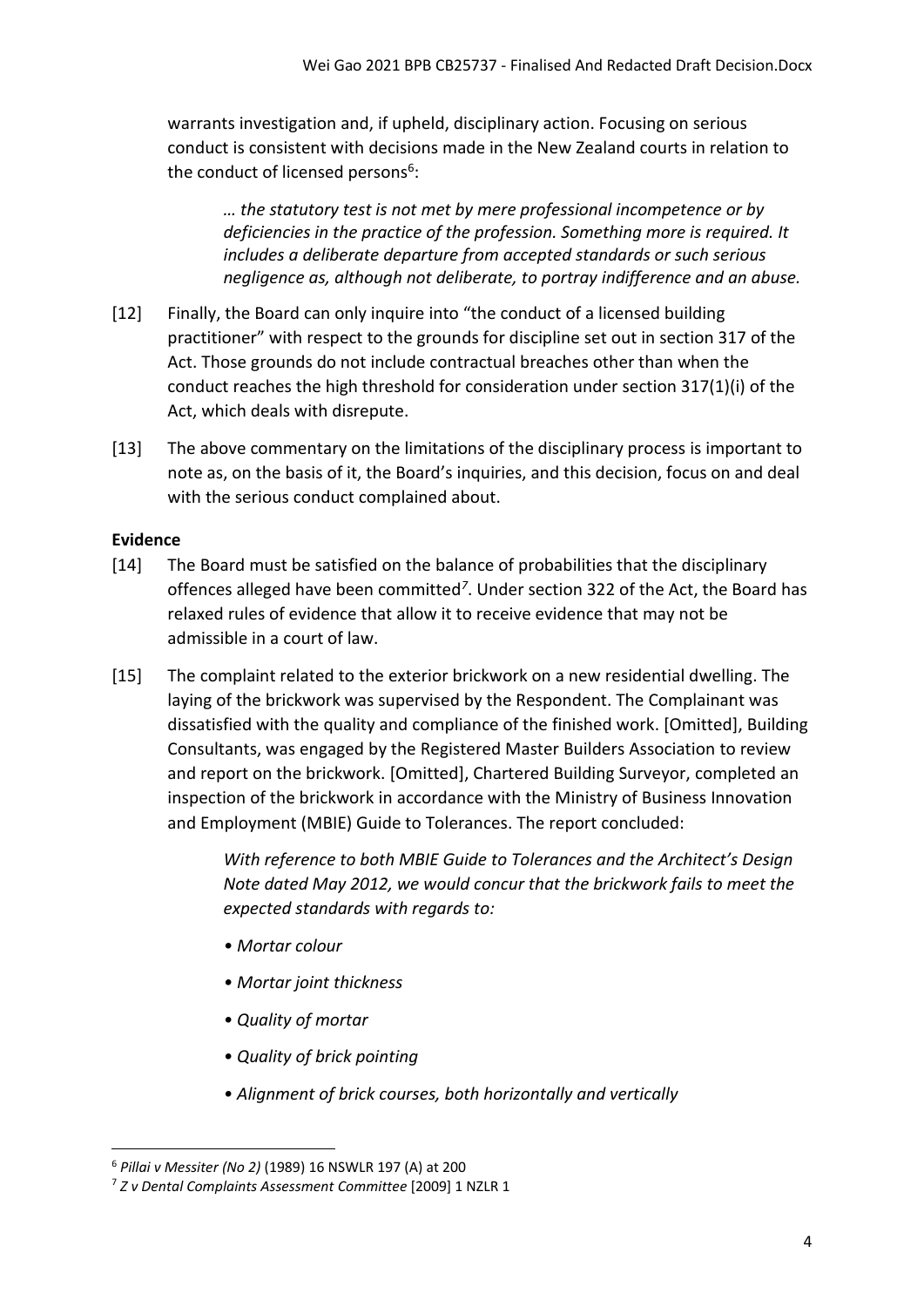warrants investigation and, if upheld, disciplinary action. Focusing on serious conduct is consistent with decisions made in the New Zealand courts in relation to the conduct of licensed persons[6]:

> *… the statutory test is not met by mere professional incompetence or by deficiencies in the practice of the profession. Something more is required. It includes a deliberate departure from accepted standards or such serious negligence as, although not deliberate, to portray indifference and an abuse.*

[12] Finally, the Board can only inquire into "the conduct of a licensed building practitioner" with respect to the grounds for discipline set out in section 317 of the Act. Those grounds do not include contractual breaches other than when the conduct reaches the high threshold for consideration under section 317(1)(i) of the Act, which deals with disrepute.

[13] The above commentary on the limitations of the disciplinary process is important to note as, on the basis of it, the Board's inquiries, and this decision, focus on and deal with the serious conduct complained about.

**Evidence**

[14] The Board must be satisfied on the balance of probabilities that the disciplinary offences alleged have been committed[7]. Under section 322 of the Act, the Board has relaxed rules of evidence that allow it to receive evidence that may not be admissible in a court of law.

[15] The complaint related to the exterior brickwork on a new residential dwelling. The laying of the brickwork was supervised by the Respondent. The Complainant was dissatisfied with the quality and compliance of the finished work. [Omitted], Building Consultants, was engaged by the Registered Master Builders Association to review and report on the brickwork. [Omitted], Chartered Building Surveyor, completed an inspection of the brickwork in accordance with the Ministry of Business Innovation and Employment (MBIE) Guide to Tolerances. The report concluded:

> *With reference to both MBIE Guide to Tolerances and the Architect's Design Note dated May 2012, we would concur that the brickwork fails to meet the expected standards with regards to:*
>
> - *Mortar colour*
> - *Mortar joint thickness*
> - *Quality of mortar*
> - *Quality of brick pointing*
> - *Alignment of brick courses, both horizontally and vertically*

---

[6] *Pillai v Messiter (No 2)* (1989) 16 NSWLR 197 (A) at 200

[7] *Z v Dental Complaints Assessment Committee* [2009] 1 NZLR 1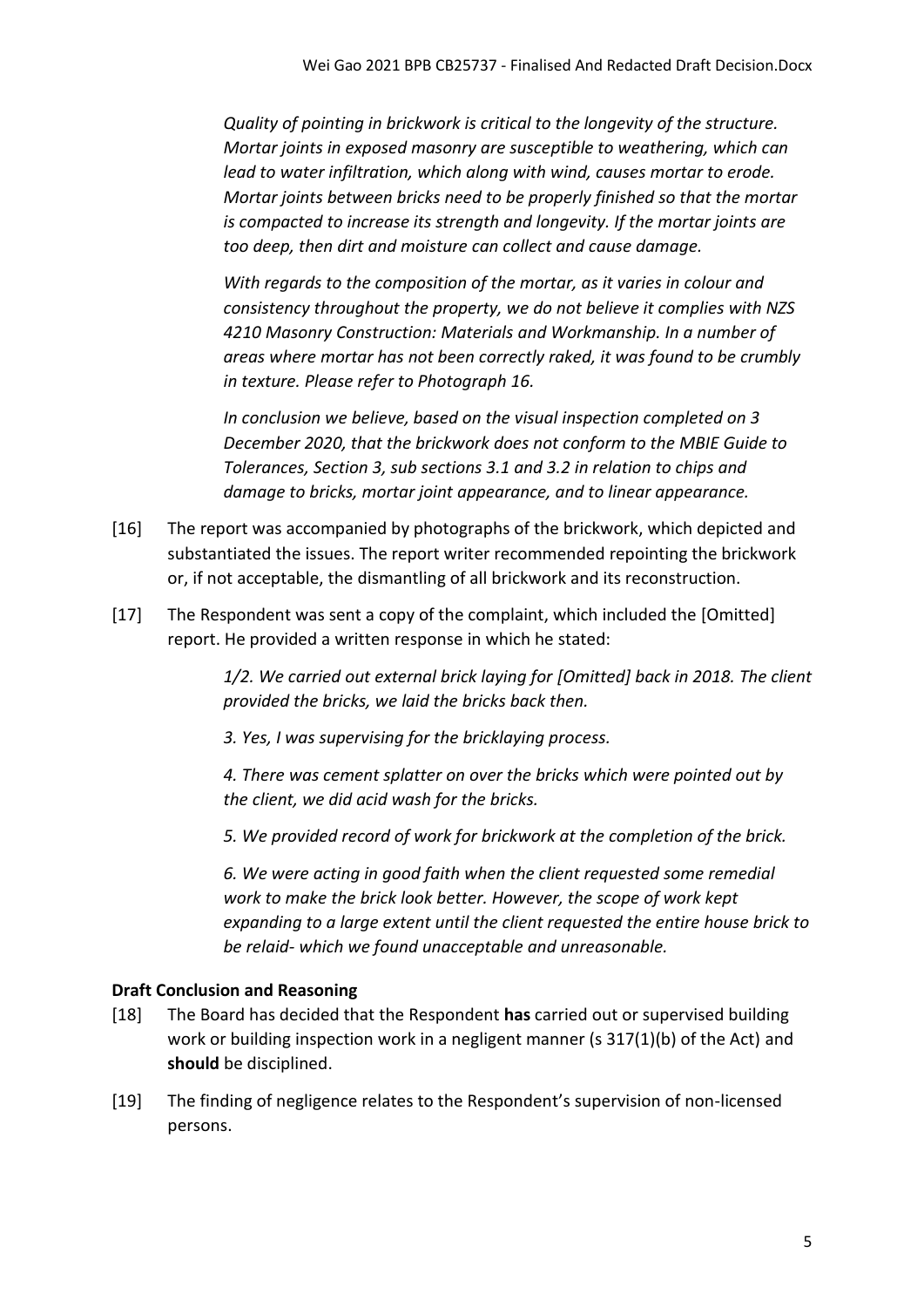*Quality of pointing in brickwork is critical to the longevity of the structure. Mortar joints in exposed masonry are susceptible to weathering, which can lead to water infiltration, which along with wind, causes mortar to erode. Mortar joints between bricks need to be properly finished so that the mortar is compacted to increase its strength and longevity. If the mortar joints are too deep, then dirt and moisture can collect and cause damage.*

*With regards to the composition of the mortar, as it varies in colour and consistency throughout the property, we do not believe it complies with NZS 4210 Masonry Construction: Materials and Workmanship. In a number of areas where mortar has not been correctly raked, it was found to be crumbly in texture. Please refer to Photograph 16.*

*In conclusion we believe, based on the visual inspection completed on 3 December 2020, that the brickwork does not conform to the MBIE Guide to Tolerances, Section 3, sub sections 3.1 and 3.2 in relation to chips and damage to bricks, mortar joint appearance, and to linear appearance.*

[16] The report was accompanied by photographs of the brickwork, which depicted and substantiated the issues. The report writer recommended repointing the brickwork or, if not acceptable, the dismantling of all brickwork and its reconstruction.

[17] The Respondent was sent a copy of the complaint, which included the [Omitted] report. He provided a written response in which he stated:

> *1/2. We carried out external brick laying for [Omitted] back in 2018. The client provided the bricks, we laid the bricks back then.*
>
> *3. Yes, I was supervising for the bricklaying process.*
>
> *4. There was cement splatter on over the bricks which were pointed out by the client, we did acid wash for the bricks.*
>
> *5. We provided record of work for brickwork at the completion of the brick.*
>
> *6. We were acting in good faith when the client requested some remedial work to make the brick look better. However, the scope of work kept expanding to a large extent until the client requested the entire house brick to be relaid- which we found unacceptable and unreasonable.*

## Draft Conclusion and Reasoning

[18] The Board has decided that the Respondent **has** carried out or supervised building work or building inspection work in a negligent manner (s 317(1)(b) of the Act) and **should** be disciplined.

[19] The finding of negligence relates to the Respondent's supervision of non-licensed persons.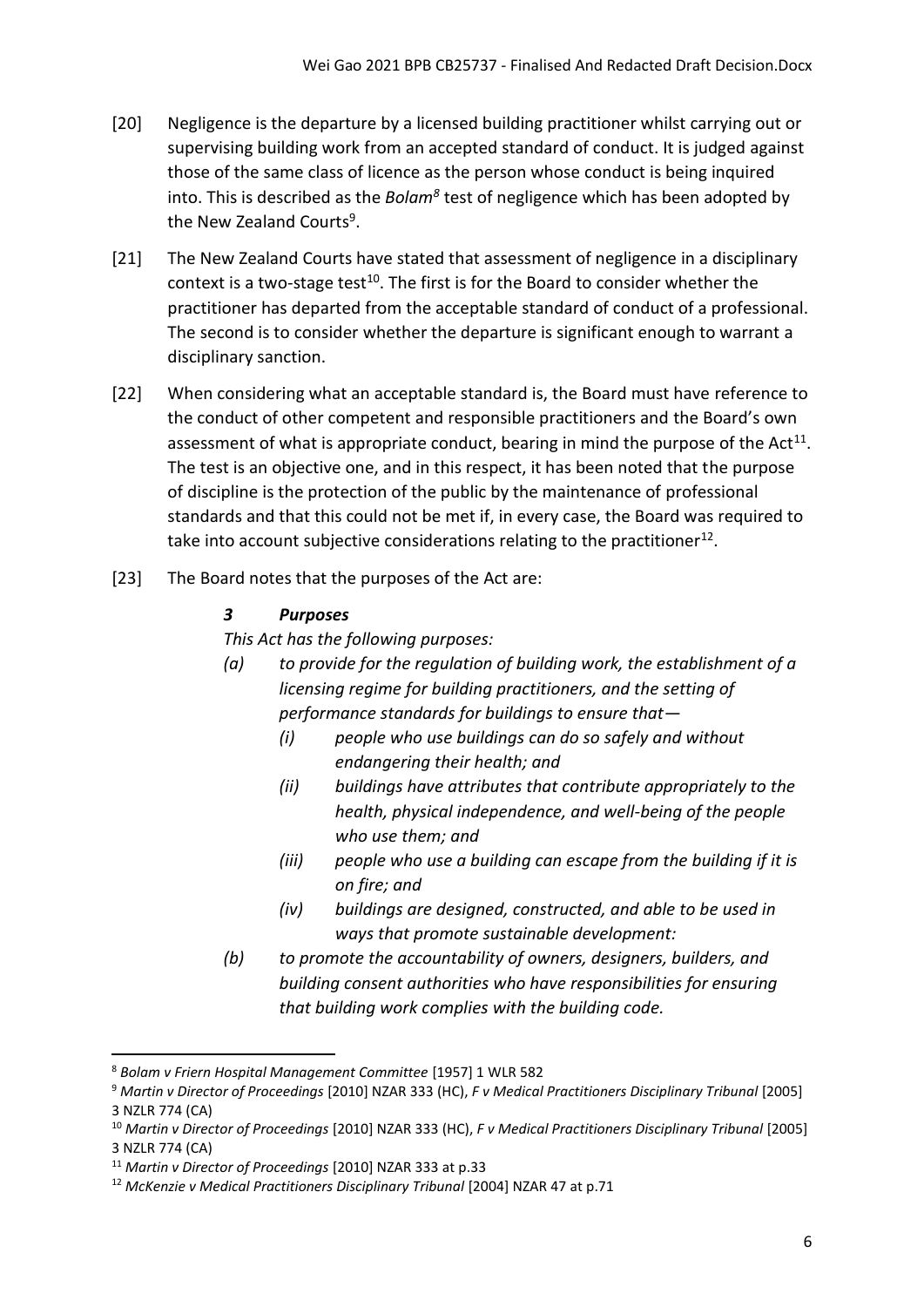[20] Negligence is the departure by a licensed building practitioner whilst carrying out or supervising building work from an accepted standard of conduct. It is judged against those of the same class of licence as the person whose conduct is being inquired into. This is described as the *Bolam*[8] test of negligence which has been adopted by the New Zealand Courts[9].

[21] The New Zealand Courts have stated that assessment of negligence in a disciplinary context is a two-stage test[10]. The first is for the Board to consider whether the practitioner has departed from the acceptable standard of conduct of a professional. The second is to consider whether the departure is significant enough to warrant a disciplinary sanction.

[22] When considering what an acceptable standard is, the Board must have reference to the conduct of other competent and responsible practitioners and the Board's own assessment of what is appropriate conduct, bearing in mind the purpose of the Act[11]. The test is an objective one, and in this respect, it has been noted that the purpose of discipline is the protection of the public by the maintenance of professional standards and that this could not be met if, in every case, the Board was required to take into account subjective considerations relating to the practitioner[12].

[23] The Board notes that the purposes of the Act are:

> ***3 Purposes***
>
> *This Act has the following purposes:*
>
> *(a) to provide for the regulation of building work, the establishment of a licensing regime for building practitioners, and the setting of performance standards for buildings to ensure that—*
>
> > *(i) people who use buildings can do so safely and without endangering their health; and*
> >
> > *(ii) buildings have attributes that contribute appropriately to the health, physical independence, and well-being of the people who use them; and*
> >
> > *(iii) people who use a building can escape from the building if it is on fire; and*
> >
> > *(iv) buildings are designed, constructed, and able to be used in ways that promote sustainable development:*
>
> *(b) to promote the accountability of owners, designers, builders, and building consent authorities who have responsibilities for ensuring that building work complies with the building code.*

---

[8] *Bolam v Friern Hospital Management Committee* [1957] 1 WLR 582

[9] *Martin v Director of Proceedings* [2010] NZAR 333 (HC), *F v Medical Practitioners Disciplinary Tribunal* [2005] 3 NZLR 774 (CA)

[10] *Martin v Director of Proceedings* [2010] NZAR 333 (HC), *F v Medical Practitioners Disciplinary Tribunal* [2005] 3 NZLR 774 (CA)

[11] *Martin v Director of Proceedings* [2010] NZAR 333 at p.33

[12] *McKenzie v Medical Practitioners Disciplinary Tribunal* [2004] NZAR 47 at p.71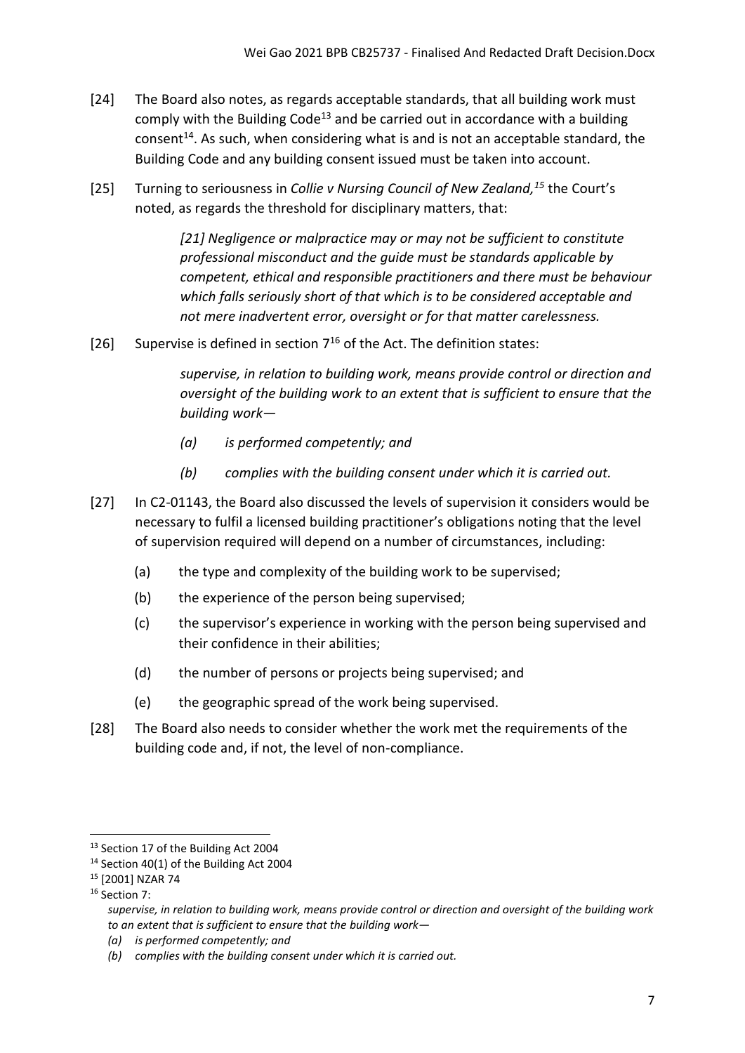[24] The Board also notes, as regards acceptable standards, that all building work must comply with the Building Code[13] and be carried out in accordance with a building consent[14]. As such, when considering what is and is not an acceptable standard, the Building Code and any building consent issued must be taken into account.

[25] Turning to seriousness in *Collie v Nursing Council of New Zealand,[15]* the Court's noted, as regards the threshold for disciplinary matters, that:

> *[21] Negligence or malpractice may or may not be sufficient to constitute professional misconduct and the guide must be standards applicable by competent, ethical and responsible practitioners and there must be behaviour which falls seriously short of that which is to be considered acceptable and not mere inadvertent error, oversight or for that matter carelessness.*

[26] Supervise is defined in section 7[16] of the Act. The definition states:

> *supervise, in relation to building work, means provide control or direction and oversight of the building work to an extent that is sufficient to ensure that the building work—*
>
> *(a) is performed competently; and*
>
> *(b) complies with the building consent under which it is carried out.*

[27] In C2-01143, the Board also discussed the levels of supervision it considers would be necessary to fulfil a licensed building practitioner's obligations noting that the level of supervision required will depend on a number of circumstances, including:

(a) the type and complexity of the building work to be supervised;

(b) the experience of the person being supervised;

(c) the supervisor's experience in working with the person being supervised and their confidence in their abilities;

(d) the number of persons or projects being supervised; and

(e) the geographic spread of the work being supervised.

[28] The Board also needs to consider whether the work met the requirements of the building code and, if not, the level of non-compliance.

---

[13] Section 17 of the Building Act 2004

[14] Section 40(1) of the Building Act 2004

[15] [2001] NZAR 74

[16] Section 7:

*supervise, in relation to building work, means provide control or direction and oversight of the building work to an extent that is sufficient to ensure that the building work—*

*(a) is performed competently; and*

*(b) complies with the building consent under which it is carried out.*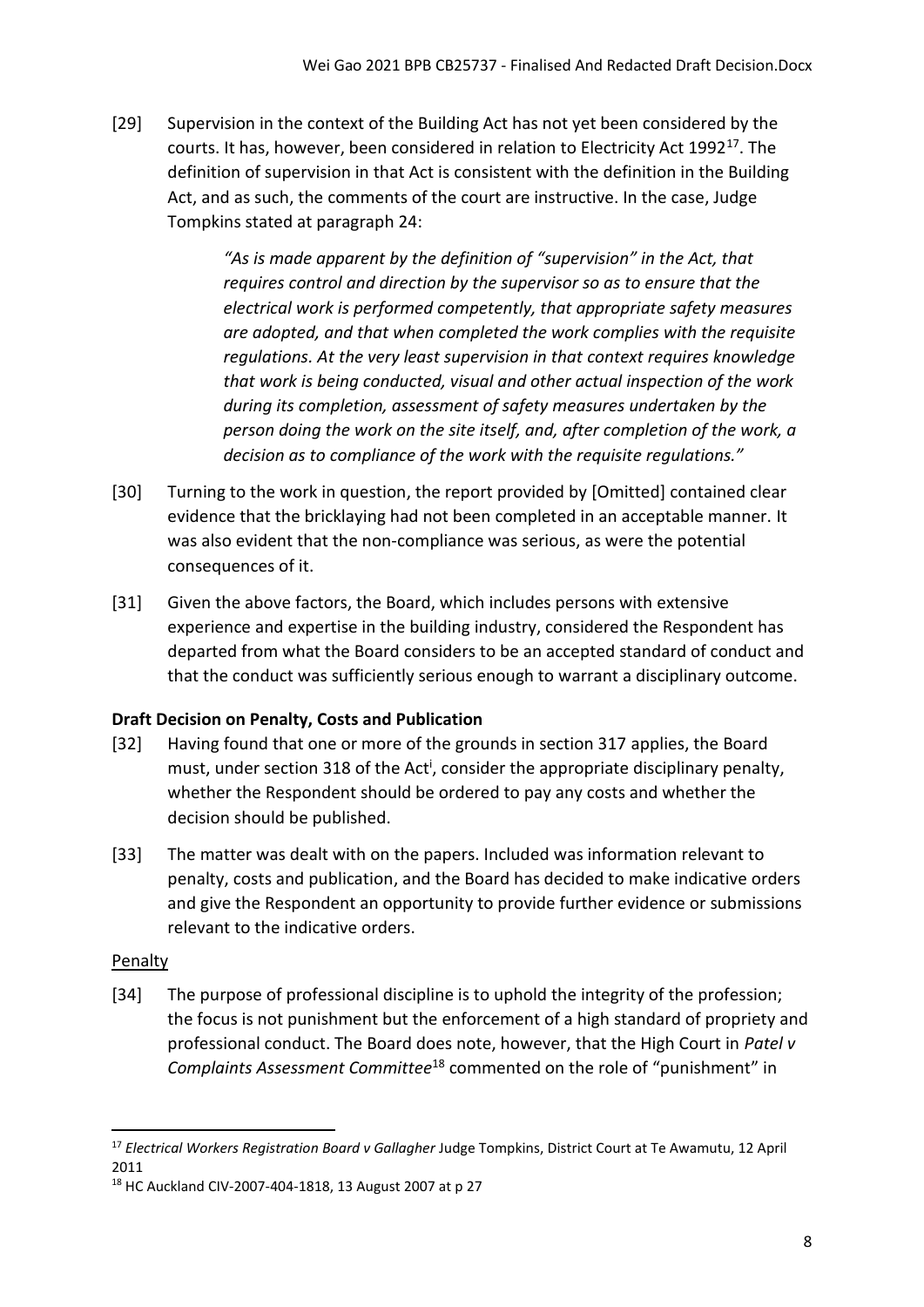[29] Supervision in the context of the Building Act has not yet been considered by the courts. It has, however, been considered in relation to Electricity Act 1992[17]. The definition of supervision in that Act is consistent with the definition in the Building Act, and as such, the comments of the court are instructive. In the case, Judge Tompkins stated at paragraph 24:

> *"As is made apparent by the definition of "supervision" in the Act, that requires control and direction by the supervisor so as to ensure that the electrical work is performed competently, that appropriate safety measures are adopted, and that when completed the work complies with the requisite regulations. At the very least supervision in that context requires knowledge that work is being conducted, visual and other actual inspection of the work during its completion, assessment of safety measures undertaken by the person doing the work on the site itself, and, after completion of the work, a decision as to compliance of the work with the requisite regulations."*

[30] Turning to the work in question, the report provided by [Omitted] contained clear evidence that the bricklaying had not been completed in an acceptable manner. It was also evident that the non-compliance was serious, as were the potential consequences of it.

[31] Given the above factors, the Board, which includes persons with extensive experience and expertise in the building industry, considered the Respondent has departed from what the Board considers to be an accepted standard of conduct and that the conduct was sufficiently serious enough to warrant a disciplinary outcome.

## Draft Decision on Penalty, Costs and Publication

[32] Having found that one or more of the grounds in section 317 applies, the Board must, under section 318 of the Act[i], consider the appropriate disciplinary penalty, whether the Respondent should be ordered to pay any costs and whether the decision should be published.

[33] The matter was dealt with on the papers. Included was information relevant to penalty, costs and publication, and the Board has decided to make indicative orders and give the Respondent an opportunity to provide further evidence or submissions relevant to the indicative orders.

### Penalty

[34] The purpose of professional discipline is to uphold the integrity of the profession; the focus is not punishment but the enforcement of a high standard of propriety and professional conduct. The Board does note, however, that the High Court in *Patel v Complaints Assessment Committee*[18] commented on the role of "punishment" in

---

[17] *Electrical Workers Registration Board v Gallagher* Judge Tompkins, District Court at Te Awamutu, 12 April 2011

[18] HC Auckland CIV-2007-404-1818, 13 August 2007 at p 27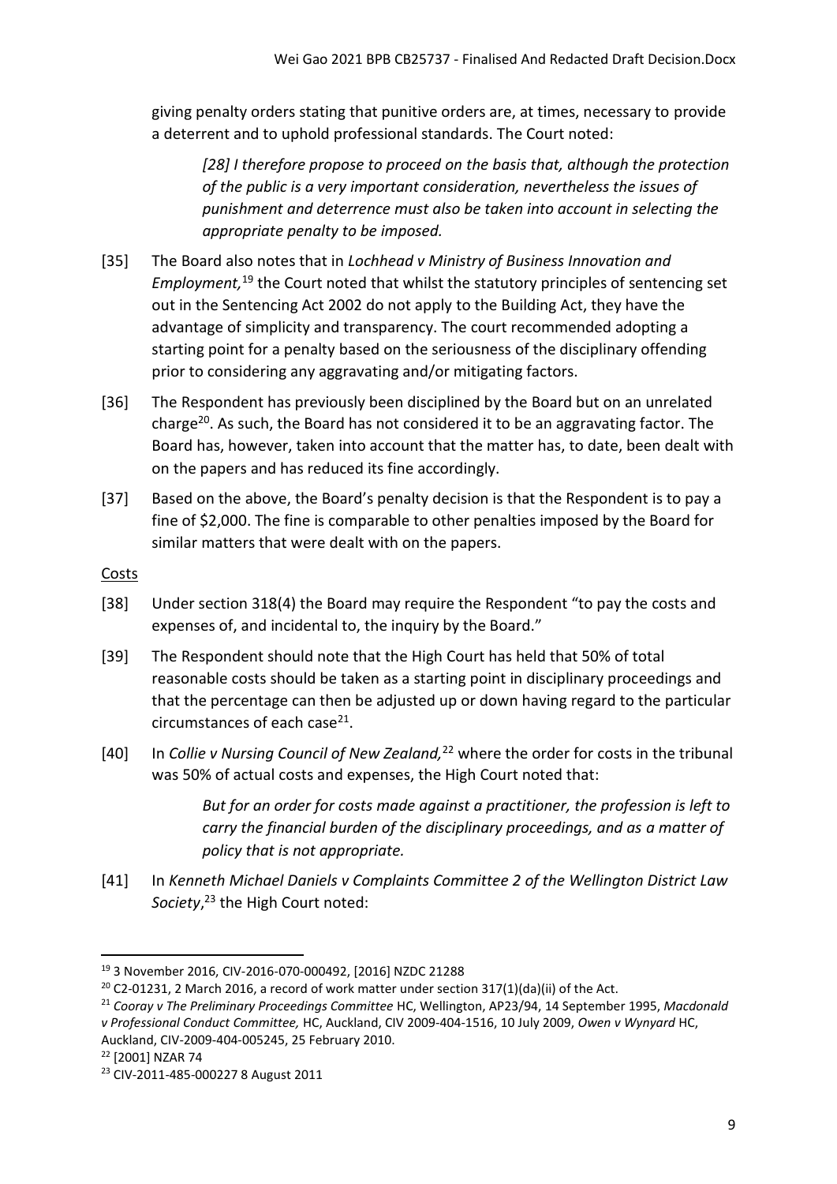giving penalty orders stating that punitive orders are, at times, necessary to provide a deterrent and to uphold professional standards. The Court noted:

> *[28] I therefore propose to proceed on the basis that, although the protection of the public is a very important consideration, nevertheless the issues of punishment and deterrence must also be taken into account in selecting the appropriate penalty to be imposed.*

[35] The Board also notes that in *Lochhead v Ministry of Business Innovation and Employment,*[19] the Court noted that whilst the statutory principles of sentencing set out in the Sentencing Act 2002 do not apply to the Building Act, they have the advantage of simplicity and transparency. The court recommended adopting a starting point for a penalty based on the seriousness of the disciplinary offending prior to considering any aggravating and/or mitigating factors.

[36] The Respondent has previously been disciplined by the Board but on an unrelated charge[20]. As such, the Board has not considered it to be an aggravating factor. The Board has, however, taken into account that the matter has, to date, been dealt with on the papers and has reduced its fine accordingly.

[37] Based on the above, the Board's penalty decision is that the Respondent is to pay a fine of $2,000. The fine is comparable to other penalties imposed by the Board for similar matters that were dealt with on the papers.

Costs

[38] Under section 318(4) the Board may require the Respondent "to pay the costs and expenses of, and incidental to, the inquiry by the Board."

[39] The Respondent should note that the High Court has held that 50% of total reasonable costs should be taken as a starting point in disciplinary proceedings and that the percentage can then be adjusted up or down having regard to the particular circumstances of each case[21].

[40] In *Collie v Nursing Council of New Zealand,*[22] where the order for costs in the tribunal was 50% of actual costs and expenses, the High Court noted that:

> *But for an order for costs made against a practitioner, the profession is left to carry the financial burden of the disciplinary proceedings, and as a matter of policy that is not appropriate.*

[41] In *Kenneth Michael Daniels v Complaints Committee 2 of the Wellington District Law Society*,[23] the High Court noted:

---

[19] 3 November 2016, CIV-2016-070-000492, [2016] NZDC 21288

[20] C2-01231, 2 March 2016, a record of work matter under section 317(1)(da)(ii) of the Act.

[21] *Cooray v The Preliminary Proceedings Committee* HC, Wellington, AP23/94, 14 September 1995, *Macdonald v Professional Conduct Committee,* HC, Auckland, CIV 2009-404-1516, 10 July 2009, *Owen v Wynyard* HC, Auckland, CIV-2009-404-005245, 25 February 2010.

[22] [2001] NZAR 74

[23] CIV-2011-485-000227 8 August 2011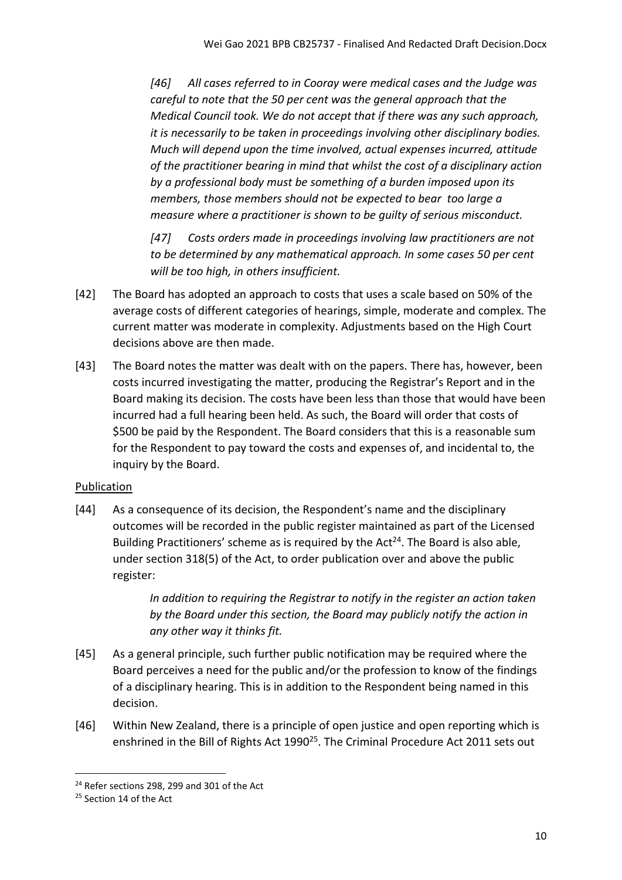*[46] All cases referred to in Cooray were medical cases and the Judge was careful to note that the 50 per cent was the general approach that the Medical Council took. We do not accept that if there was any such approach, it is necessarily to be taken in proceedings involving other disciplinary bodies. Much will depend upon the time involved, actual expenses incurred, attitude of the practitioner bearing in mind that whilst the cost of a disciplinary action by a professional body must be something of a burden imposed upon its members, those members should not be expected to bear too large a measure where a practitioner is shown to be guilty of serious misconduct.*

*[47] Costs orders made in proceedings involving law practitioners are not to be determined by any mathematical approach. In some cases 50 per cent will be too high, in others insufficient.*

[42] The Board has adopted an approach to costs that uses a scale based on 50% of the average costs of different categories of hearings, simple, moderate and complex. The current matter was moderate in complexity. Adjustments based on the High Court decisions above are then made.

[43] The Board notes the matter was dealt with on the papers. There has, however, been costs incurred investigating the matter, producing the Registrar's Report and in the Board making its decision. The costs have been less than those that would have been incurred had a full hearing been held. As such, the Board will order that costs of $500 be paid by the Respondent. The Board considers that this is a reasonable sum for the Respondent to pay toward the costs and expenses of, and incidental to, the inquiry by the Board.

<u>Publication</u>

[44] As a consequence of its decision, the Respondent's name and the disciplinary outcomes will be recorded in the public register maintained as part of the Licensed Building Practitioners' scheme as is required by the Act[24]. The Board is also able, under section 318(5) of the Act, to order publication over and above the public register:

> *In addition to requiring the Registrar to notify in the register an action taken by the Board under this section, the Board may publicly notify the action in any other way it thinks fit.*

[45] As a general principle, such further public notification may be required where the Board perceives a need for the public and/or the profession to know of the findings of a disciplinary hearing. This is in addition to the Respondent being named in this decision.

[46] Within New Zealand, there is a principle of open justice and open reporting which is enshrined in the Bill of Rights Act 1990[25]. The Criminal Procedure Act 2011 sets out

---

[24] Refer sections 298, 299 and 301 of the Act

[25] Section 14 of the Act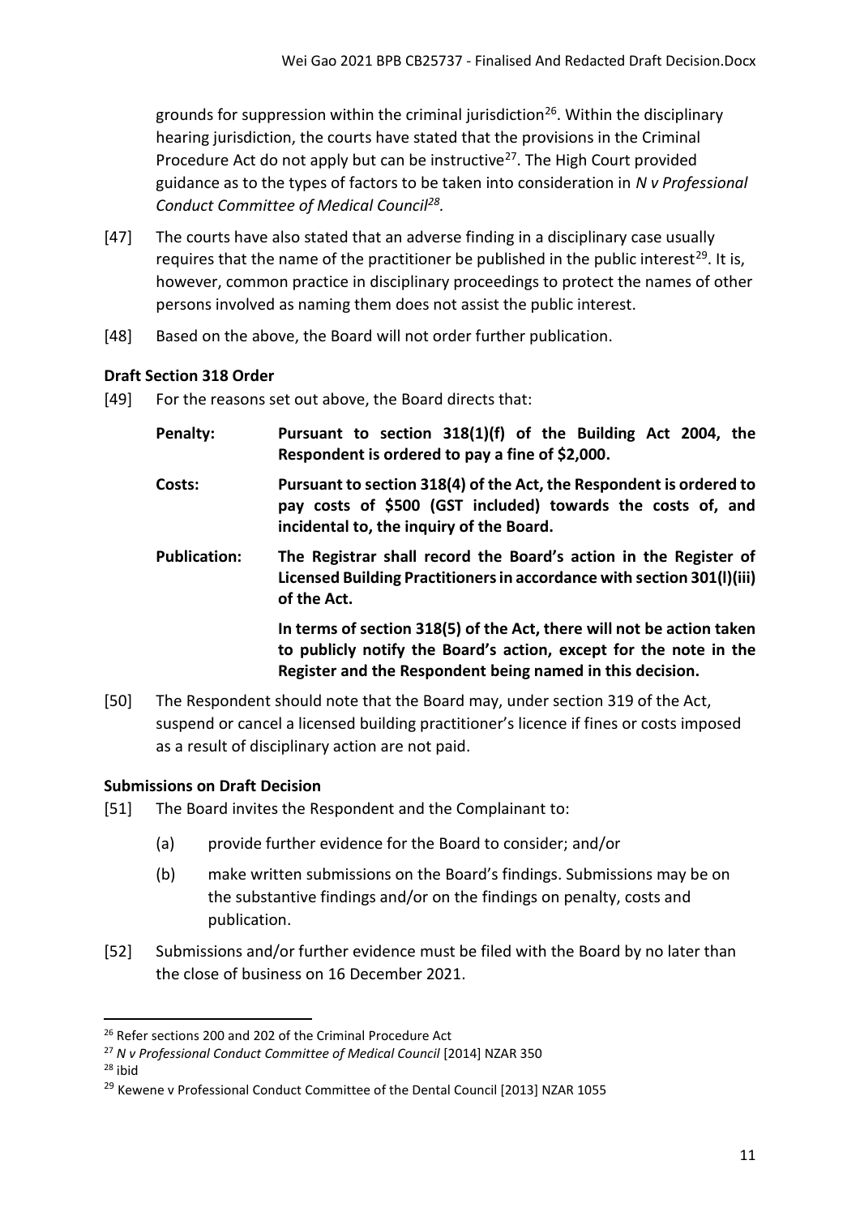grounds for suppression within the criminal jurisdiction[26]. Within the disciplinary hearing jurisdiction, the courts have stated that the provisions in the Criminal Procedure Act do not apply but can be instructive[27]. The High Court provided guidance as to the types of factors to be taken into consideration in *N v Professional Conduct Committee of Medical Council*[28].

[47] The courts have also stated that an adverse finding in a disciplinary case usually requires that the name of the practitioner be published in the public interest[29]. It is, however, common practice in disciplinary proceedings to protect the names of other persons involved as naming them does not assist the public interest.

[48] Based on the above, the Board will not order further publication.

## Draft Section 318 Order

[49] For the reasons set out above, the Board directs that:

**Penalty:** **Pursuant to section 318(1)(f) of the Building Act 2004, the Respondent is ordered to pay a fine of $2,000.**

**Costs:** **Pursuant to section 318(4) of the Act, the Respondent is ordered to pay costs of $500 (GST included) towards the costs of, and incidental to, the inquiry of the Board.**

**Publication:** **The Registrar shall record the Board's action in the Register of Licensed Building Practitioners in accordance with section 301(l)(iii) of the Act.**

**In terms of section 318(5) of the Act, there will not be action taken to publicly notify the Board's action, except for the note in the Register and the Respondent being named in this decision.**

[50] The Respondent should note that the Board may, under section 319 of the Act, suspend or cancel a licensed building practitioner's licence if fines or costs imposed as a result of disciplinary action are not paid.

## Submissions on Draft Decision

[51] The Board invites the Respondent and the Complainant to:

(a) provide further evidence for the Board to consider; and/or

(b) make written submissions on the Board's findings. Submissions may be on the substantive findings and/or on the findings on penalty, costs and publication.

[52] Submissions and/or further evidence must be filed with the Board by no later than the close of business on 16 December 2021.

---

[26] Refer sections 200 and 202 of the Criminal Procedure Act

[27] *N v Professional Conduct Committee of Medical Council* [2014] NZAR 350

[28] ibid

[29] Kewene v Professional Conduct Committee of the Dental Council [2013] NZAR 1055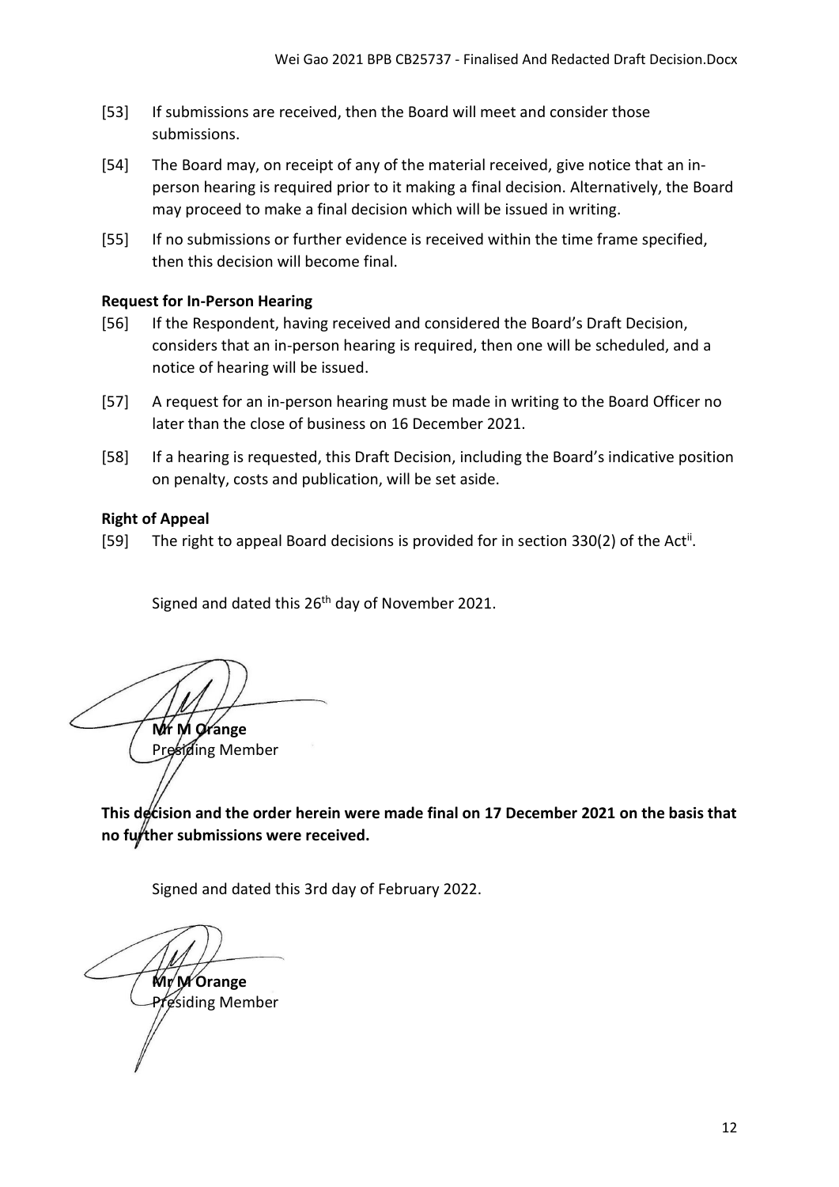[53] If submissions are received, then the Board will meet and consider those submissions.

[54] The Board may, on receipt of any of the material received, give notice that an in-person hearing is required prior to it making a final decision. Alternatively, the Board may proceed to make a final decision which will be issued in writing.

[55] If no submissions or further evidence is received within the time frame specified, then this decision will become final.

**Request for In-Person Hearing**

[56] If the Respondent, having received and considered the Board's Draft Decision, considers that an in-person hearing is required, then one will be scheduled, and a notice of hearing will be issued.

[57] A request for an in-person hearing must be made in writing to the Board Officer no later than the close of business on 16 December 2021.

[58] If a hearing is requested, this Draft Decision, including the Board's indicative position on penalty, costs and publication, will be set aside.

**Right of Appeal**

[59] The right to appeal Board decisions is provided for in section 330(2) of the Act[ii].

Signed and dated this 26th day of November 2021.

**Mr M Orange**
Presiding Member

**This decision and the order herein were made final on 17 December 2021 on the basis that no further submissions were received.**

Signed and dated this 3rd day of February 2022.

**Mr M Orange**
Presiding Member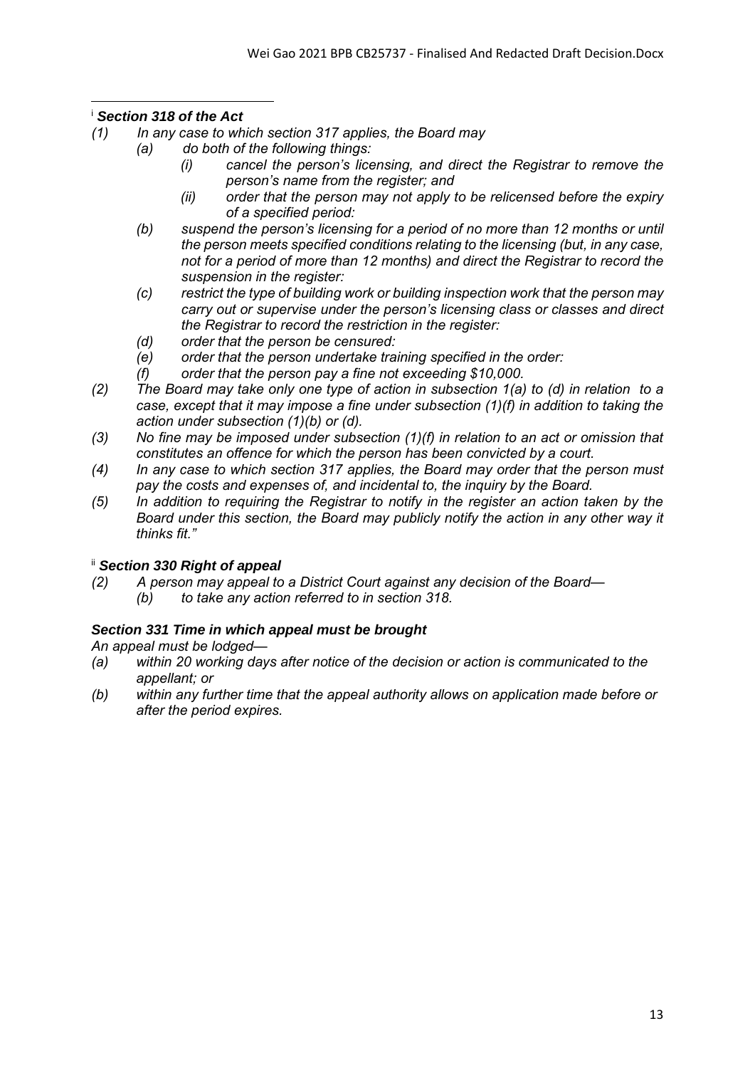[i] ***Section 318 of the Act***

*(1) In any case to which section 317 applies, the Board may*

- *(a) do both of the following things:*
  - *(i) cancel the person's licensing, and direct the Registrar to remove the person's name from the register; and*
  - *(ii) order that the person may not apply to be relicensed before the expiry of a specified period:*
- *(b) suspend the person's licensing for a period of no more than 12 months or until the person meets specified conditions relating to the licensing (but, in any case, not for a period of more than 12 months) and direct the Registrar to record the suspension in the register:*
- *(c) restrict the type of building work or building inspection work that the person may carry out or supervise under the person's licensing class or classes and direct the Registrar to record the restriction in the register:*
- *(d) order that the person be censured:*
- *(e) order that the person undertake training specified in the order:*
- *(f) order that the person pay a fine not exceeding $10,000.*

*(2) The Board may take only one type of action in subsection 1(a) to (d) in relation to a case, except that it may impose a fine under subsection (1)(f) in addition to taking the action under subsection (1)(b) or (d).*

*(3) No fine may be imposed under subsection (1)(f) in relation to an act or omission that constitutes an offence for which the person has been convicted by a court.*

*(4) In any case to which section 317 applies, the Board may order that the person must pay the costs and expenses of, and incidental to, the inquiry by the Board.*

*(5) In addition to requiring the Registrar to notify in the register an action taken by the Board under this section, the Board may publicly notify the action in any other way it thinks fit."*

[ii] ***Section 330 Right of appeal***

*(2) A person may appeal to a District Court against any decision of the Board—*

- *(b) to take any action referred to in section 318.*

***Section 331 Time in which appeal must be brought***

*An appeal must be lodged—*

- *(a) within 20 working days after notice of the decision or action is communicated to the appellant; or*
- *(b) within any further time that the appeal authority allows on application made before or after the period expires.*